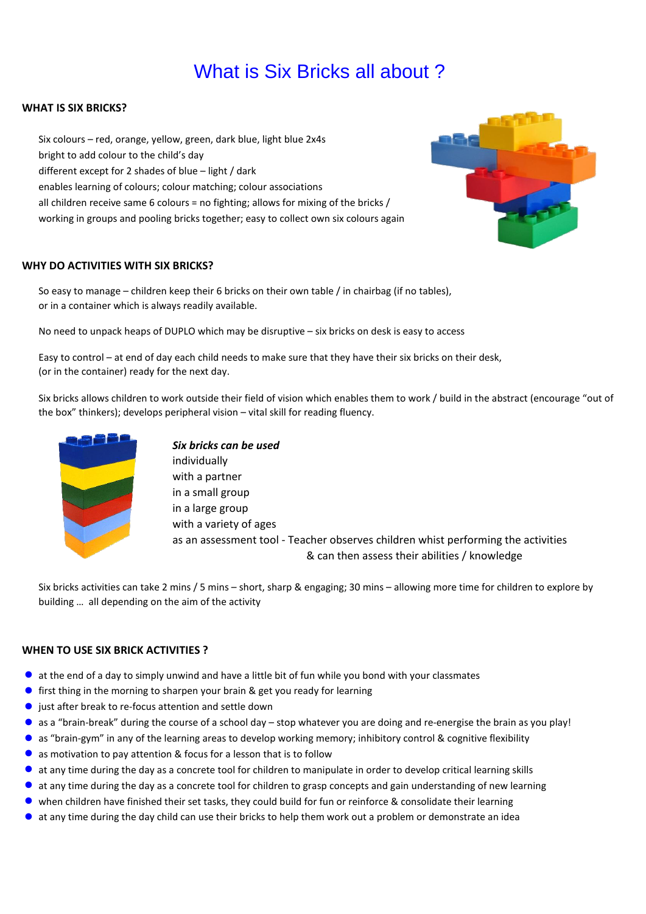# What is Six Bricks all about ?

## WHAT IS SIX BRICKS?

Six colours – red, orange, yellow, green, dark blue, light blue 2x4s
bright to add colour to the child's day
different except for 2 shades of blue – light / dark
enables learning of colours; colour matching; colour associations
all children receive same 6 colours = no fighting; allows for mixing of the bricks / working in groups and pooling bricks together; easy to collect own six colours again

## WHY DO ACTIVITIES WITH SIX BRICKS?

So easy to manage – children keep their 6 bricks on their own table / in chairbag (if no tables), or in a container which is always readily available.

No need to unpack heaps of DUPLO which may be disruptive – six bricks on desk is easy to access

Easy to control – at end of day each child needs to make sure that they have their six bricks on their desk, (or in the container) ready for the next day.

Six bricks allows children to work outside their field of vision which enables them to work / build in the abstract (encourage "out of the box" thinkers); develops peripheral vision – vital skill for reading fluency.

***Six bricks can be used***
individually
with a partner
in a small group
in a large group
with a variety of ages
as an assessment tool - Teacher observes children whist performing the activities & can then assess their abilities / knowledge

Six bricks activities can take 2 mins / 5 mins – short, sharp & engaging; 30 mins – allowing more time for children to explore by building … all depending on the aim of the activity

## WHEN TO USE SIX BRICK ACTIVITIES ?

- at the end of a day to simply unwind and have a little bit of fun while you bond with your classmates
- first thing in the morning to sharpen your brain & get you ready for learning
- just after break to re-focus attention and settle down
- as a "brain-break" during the course of a school day – stop whatever you are doing and re-energise the brain as you play!
- as "brain-gym" in any of the learning areas to develop working memory; inhibitory control & cognitive flexibility
- as motivation to pay attention & focus for a lesson that is to follow
- at any time during the day as a concrete tool for children to manipulate in order to develop critical learning skills
- at any time during the day as a concrete tool for children to grasp concepts and gain understanding of new learning
- when children have finished their set tasks, they could build for fun or reinforce & consolidate their learning
- at any time during the day child can use their bricks to help them work out a problem or demonstrate an idea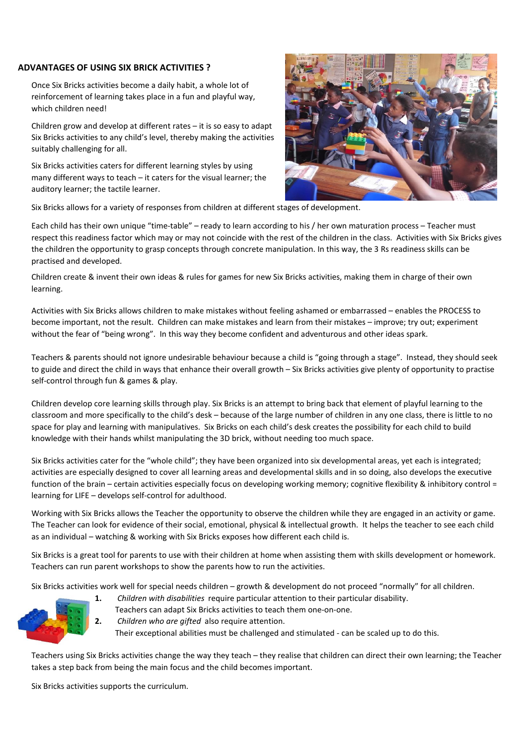## ADVANTAGES OF USING SIX BRICK ACTIVITIES ?

Once Six Bricks activities become a daily habit, a whole lot of reinforcement of learning takes place in a fun and playful way, which children need!

Children grow and develop at different rates – it is so easy to adapt Six Bricks activities to any child's level, thereby making the activities suitably challenging for all.

Six Bricks activities caters for different learning styles by using many different ways to teach – it caters for the visual learner; the auditory learner; the tactile learner.

Six Bricks allows for a variety of responses from children at different stages of development.

Each child has their own unique "time-table" – ready to learn according to his / her own maturation process – Teacher must respect this readiness factor which may or may not coincide with the rest of the children in the class. Activities with Six Bricks gives the children the opportunity to grasp concepts through concrete manipulation. In this way, the 3 Rs readiness skills can be practised and developed.

Children create & invent their own ideas & rules for games for new Six Bricks activities, making them in charge of their own learning.

Activities with Six Bricks allows children to make mistakes without feeling ashamed or embarrassed – enables the PROCESS to become important, not the result. Children can make mistakes and learn from their mistakes – improve; try out; experiment without the fear of "being wrong". In this way they become confident and adventurous and other ideas spark.

Teachers & parents should not ignore undesirable behaviour because a child is "going through a stage". Instead, they should seek to guide and direct the child in ways that enhance their overall growth – Six Bricks activities give plenty of opportunity to practise self-control through fun & games & play.

Children develop core learning skills through play. Six Bricks is an attempt to bring back that element of playful learning to the classroom and more specifically to the child's desk – because of the large number of children in any one class, there is little to no space for play and learning with manipulatives. Six Bricks on each child's desk creates the possibility for each child to build knowledge with their hands whilst manipulating the 3D brick, without needing too much space.

Six Bricks activities cater for the "whole child"; they have been organized into six developmental areas, yet each is integrated; activities are especially designed to cover all learning areas and developmental skills and in so doing, also develops the executive function of the brain – certain activities especially focus on developing working memory; cognitive flexibility & inhibitory control = learning for LIFE – develops self-control for adulthood.

Working with Six Bricks allows the Teacher the opportunity to observe the children while they are engaged in an activity or game. The Teacher can look for evidence of their social, emotional, physical & intellectual growth. It helps the teacher to see each child as an individual – watching & working with Six Bricks exposes how different each child is.

Six Bricks is a great tool for parents to use with their children at home when assisting them with skills development or homework. Teachers can run parent workshops to show the parents how to run the activities.

Six Bricks activities work well for special needs children – growth & development do not proceed "normally" for all children.

1. *Children with disabilities* require particular attention to their particular disability. Teachers can adapt Six Bricks activities to teach them one-on-one.
2. *Children who are gifted* also require attention. Their exceptional abilities must be challenged and stimulated - can be scaled up to do this.

Teachers using Six Bricks activities change the way they teach – they realise that children can direct their own learning; the Teacher takes a step back from being the main focus and the child becomes important.

Six Bricks activities supports the curriculum.